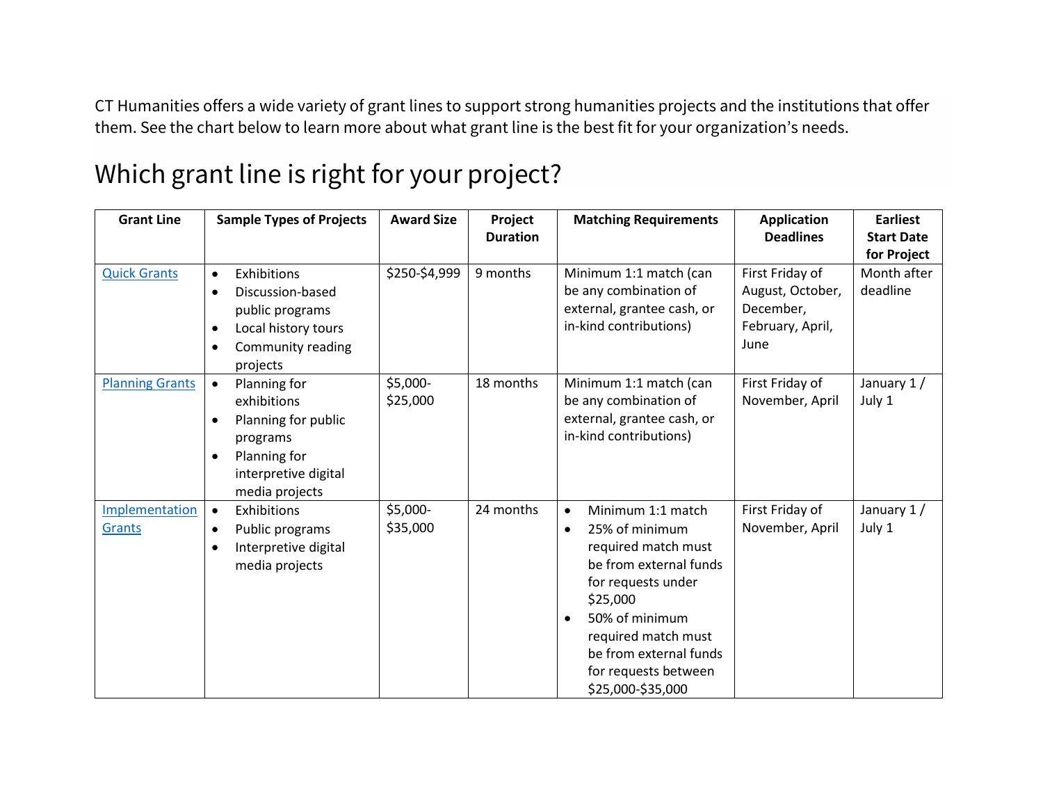CT Humanities offers a wide variety of grant lines to support strong humanities projects and the institutions that offer them. See the chart below to learn more about what grant line is the best fit for your organization's needs.

# Which grant line is right for your project?

| Grant Line | Sample Types of Projects | Award Size | Project Duration | Matching Requirements | Application Deadlines | Earliest Start Date for Project |
|---|---|---|---|---|---|---|
| [Quick Grants]() | • Exhibitions<br>• Discussion-based public programs<br>• Local history tours<br>• Community reading projects | \$250-\$4,999 | 9 months | Minimum 1:1 match (can be any combination of external, grantee cash, or in-kind contributions) | First Friday of August, October, December, February, April, June | Month after deadline |
| [Planning Grants]() | • Planning for exhibitions<br>• Planning for public programs<br>• Planning for interpretive digital media projects | \$5,000-\$25,000 | 18 months | Minimum 1:1 match (can be any combination of external, grantee cash, or in-kind contributions) | First Friday of November, April | January 1 / July 1 |
| [Implementation Grants]() | • Exhibitions<br>• Public programs<br>• Interpretive digital media projects | \$5,000-\$35,000 | 24 months | • Minimum 1:1 match<br>• 25% of minimum required match must be from external funds for requests under \$25,000<br>• 50% of minimum required match must be from external funds for requests between \$25,000-\$35,000 | First Friday of November, April | January 1 / July 1 |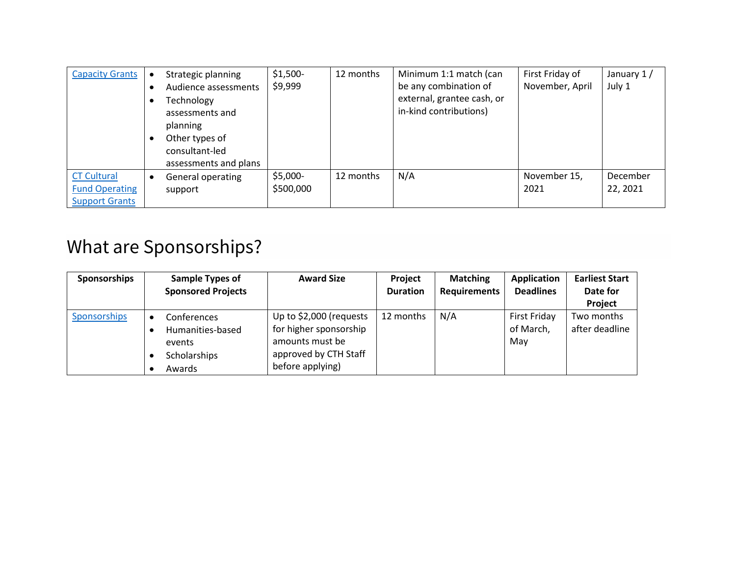| | | | | | | |
|---|---|---|---|---|---|---|
| Capacity Grants | • Strategic planning<br>• Audience assessments<br>• Technology assessments and planning<br>• Other types of consultant-led assessments and plans | $1,500-$9,999 | 12 months | Minimum 1:1 match (can be any combination of external, grantee cash, or in-kind contributions) | First Friday of November, April | January 1 / July 1 |
| CT Cultural Fund Operating Support Grants | • General operating support | $5,000-$500,000 | 12 months | N/A | November 15, 2021 | December 22, 2021 |

# What are Sponsorships?

| Sponsorships | Sample Types of Sponsored Projects | Award Size | Project Duration | Matching Requirements | Application Deadlines | Earliest Start Date for Project |
|---|---|---|---|---|---|---|
| Sponsorships | • Conferences<br>• Humanities-based events<br>• Scholarships<br>• Awards | Up to $2,000 (requests for higher sponsorship amounts must be approved by CTH Staff before applying) | 12 months | N/A | First Friday of March, May | Two months after deadline |